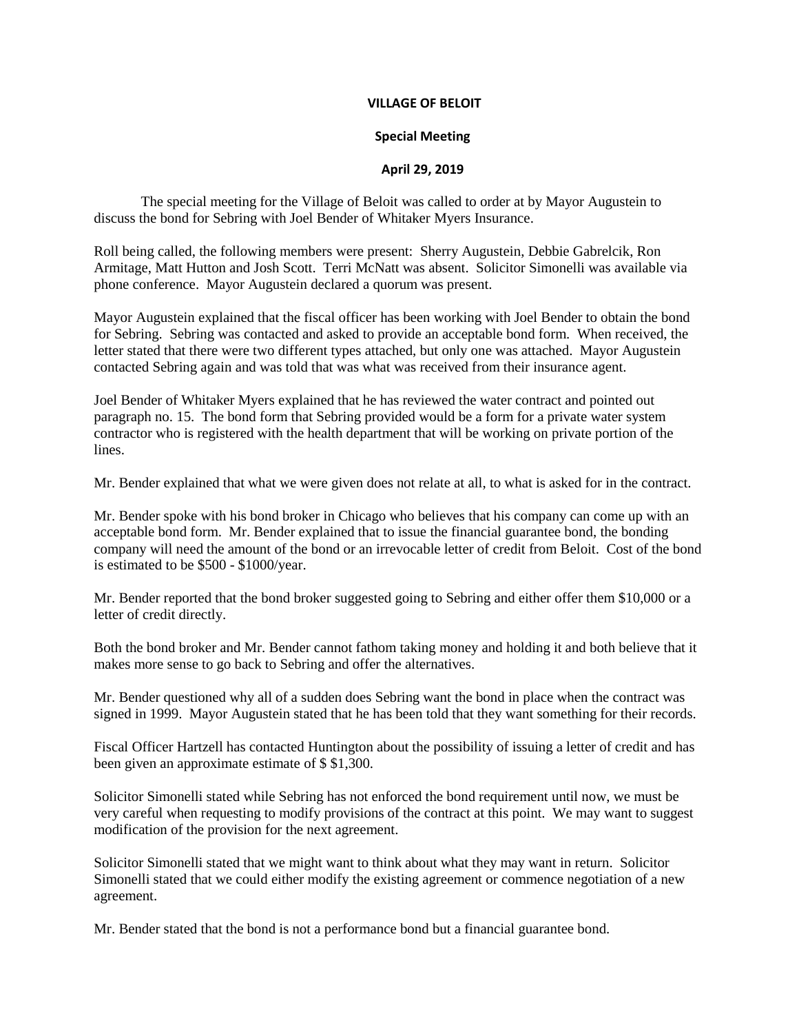**VILLAGE OF BELOIT**

**Special Meeting**

**April 29, 2019**

The special meeting for the Village of Beloit was called to order at by Mayor Augustein to discuss the bond for Sebring with Joel Bender of Whitaker Myers Insurance.

Roll being called, the following members were present: Sherry Augustein, Debbie Gabrelcik, Ron Armitage, Matt Hutton and Josh Scott. Terri McNatt was absent. Solicitor Simonelli was available via phone conference. Mayor Augustein declared a quorum was present.

Mayor Augustein explained that the fiscal officer has been working with Joel Bender to obtain the bond for Sebring. Sebring was contacted and asked to provide an acceptable bond form. When received, the letter stated that there were two different types attached, but only one was attached. Mayor Augustein contacted Sebring again and was told that was what was received from their insurance agent.

Joel Bender of Whitaker Myers explained that he has reviewed the water contract and pointed out paragraph no. 15. The bond form that Sebring provided would be a form for a private water system contractor who is registered with the health department that will be working on private portion of the lines.

Mr. Bender explained that what we were given does not relate at all, to what is asked for in the contract.

Mr. Bender spoke with his bond broker in Chicago who believes that his company can come up with an acceptable bond form. Mr. Bender explained that to issue the financial guarantee bond, the bonding company will need the amount of the bond or an irrevocable letter of credit from Beloit. Cost of the bond is estimated to be $500 - $1000/year.

Mr. Bender reported that the bond broker suggested going to Sebring and either offer them $10,000 or a letter of credit directly.

Both the bond broker and Mr. Bender cannot fathom taking money and holding it and both believe that it makes more sense to go back to Sebring and offer the alternatives.

Mr. Bender questioned why all of a sudden does Sebring want the bond in place when the contract was signed in 1999. Mayor Augustein stated that he has been told that they want something for their records.

Fiscal Officer Hartzell has contacted Huntington about the possibility of issuing a letter of credit and has been given an approximate estimate of $ $1,300.

Solicitor Simonelli stated while Sebring has not enforced the bond requirement until now, we must be very careful when requesting to modify provisions of the contract at this point. We may want to suggest modification of the provision for the next agreement.

Solicitor Simonelli stated that we might want to think about what they may want in return. Solicitor Simonelli stated that we could either modify the existing agreement or commence negotiation of a new agreement.

Mr. Bender stated that the bond is not a performance bond but a financial guarantee bond.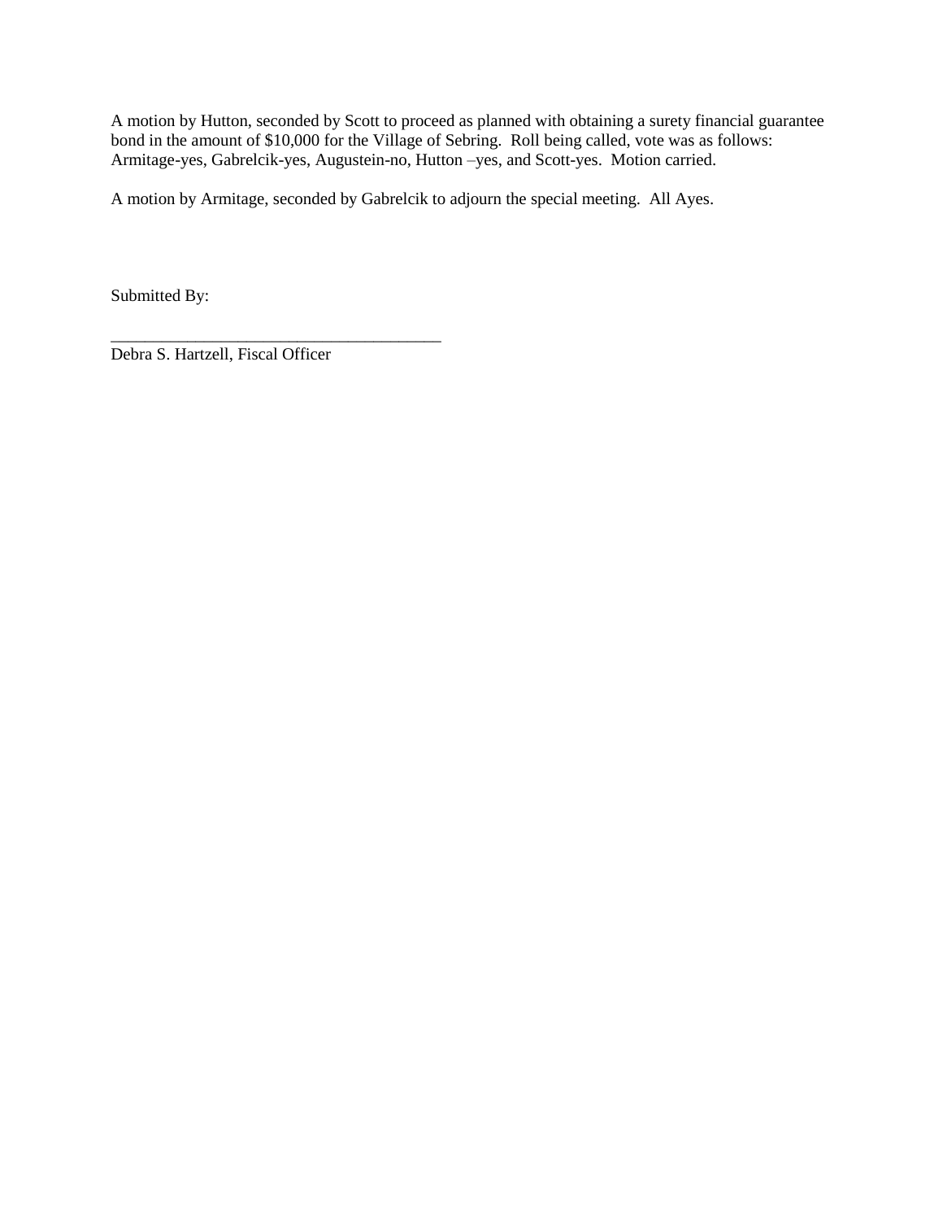A motion by Hutton, seconded by Scott to proceed as planned with obtaining a surety financial guarantee bond in the amount of $10,000 for the Village of Sebring. Roll being called, vote was as follows: Armitage-yes, Gabrelcik-yes, Augustein-no, Hutton –yes, and Scott-yes. Motion carried.

A motion by Armitage, seconded by Gabrelcik to adjourn the special meeting. All Ayes.

Submitted By:

________________________________________
Debra S. Hartzell, Fiscal Officer